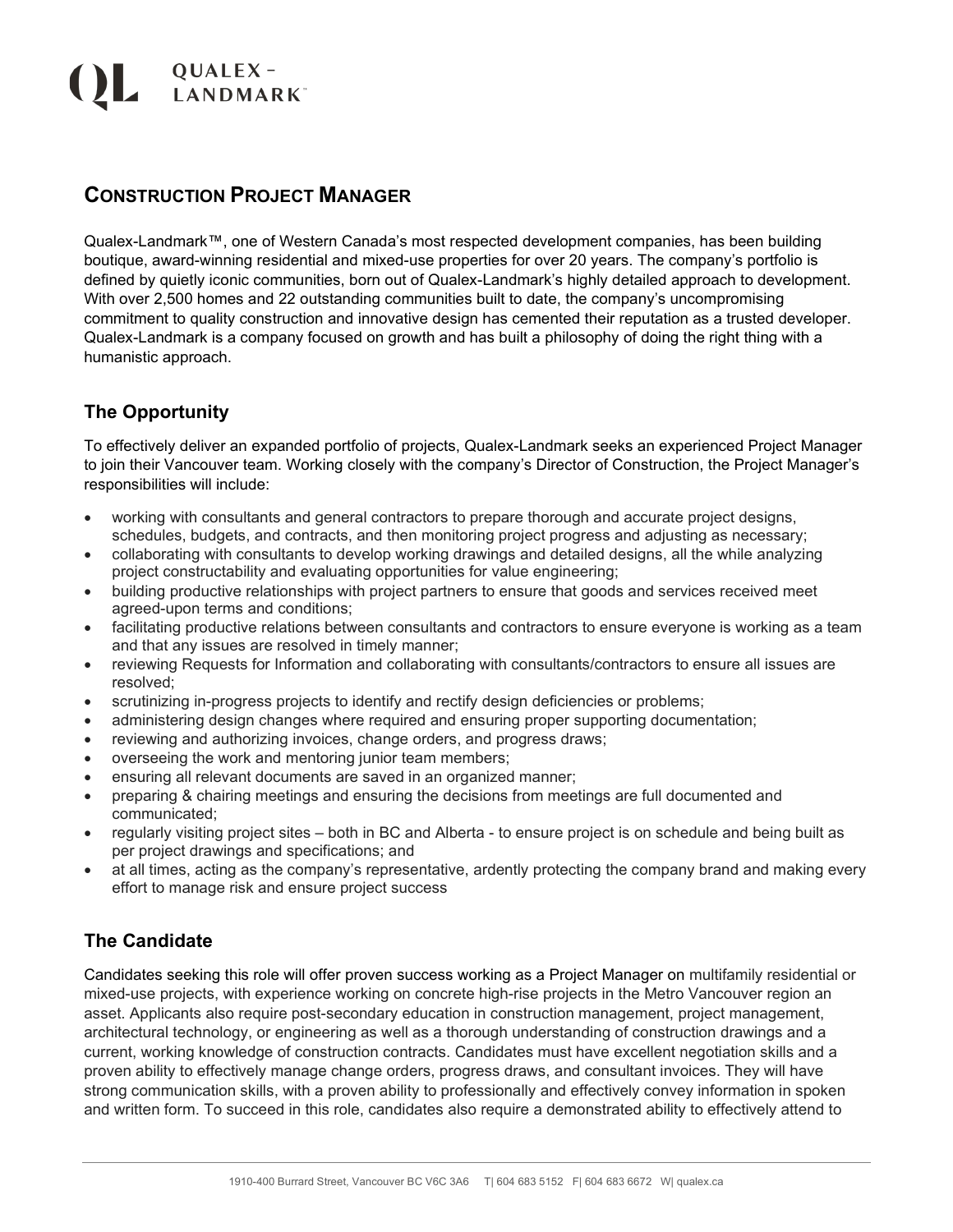QUALEX – LANDMARK™

# Construction Project Manager

Qualex-Landmark™, one of Western Canada's most respected development companies, has been building boutique, award-winning residential and mixed-use properties for over 20 years. The company's portfolio is defined by quietly iconic communities, born out of Qualex-Landmark's highly detailed approach to development. With over 2,500 homes and 22 outstanding communities built to date, the company's uncompromising commitment to quality construction and innovative design has cemented their reputation as a trusted developer. Qualex-Landmark is a company focused on growth and has built a philosophy of doing the right thing with a humanistic approach.

## The Opportunity

To effectively deliver an expanded portfolio of projects, Qualex-Landmark seeks an experienced Project Manager to join their Vancouver team. Working closely with the company's Director of Construction, the Project Manager's responsibilities will include:

- working with consultants and general contractors to prepare thorough and accurate project designs, schedules, budgets, and contracts, and then monitoring project progress and adjusting as necessary;
- collaborating with consultants to develop working drawings and detailed designs, all the while analyzing project constructability and evaluating opportunities for value engineering;
- building productive relationships with project partners to ensure that goods and services received meet agreed-upon terms and conditions;
- facilitating productive relations between consultants and contractors to ensure everyone is working as a team and that any issues are resolved in timely manner;
- reviewing Requests for Information and collaborating with consultants/contractors to ensure all issues are resolved;
- scrutinizing in-progress projects to identify and rectify design deficiencies or problems;
- administering design changes where required and ensuring proper supporting documentation;
- reviewing and authorizing invoices, change orders, and progress draws;
- overseeing the work and mentoring junior team members;
- ensuring all relevant documents are saved in an organized manner;
- preparing & chairing meetings and ensuring the decisions from meetings are full documented and communicated;
- regularly visiting project sites – both in BC and Alberta - to ensure project is on schedule and being built as per project drawings and specifications; and
- at all times, acting as the company's representative, ardently protecting the company brand and making every effort to manage risk and ensure project success

## The Candidate

Candidates seeking this role will offer proven success working as a Project Manager on multifamily residential or mixed-use projects, with experience working on concrete high-rise projects in the Metro Vancouver region an asset. Applicants also require post-secondary education in construction management, project management, architectural technology, or engineering as well as a thorough understanding of construction drawings and a current, working knowledge of construction contracts. Candidates must have excellent negotiation skills and a proven ability to effectively manage change orders, progress draws, and consultant invoices. They will have strong communication skills, with a proven ability to professionally and effectively convey information in spoken and written form. To succeed in this role, candidates also require a demonstrated ability to effectively attend to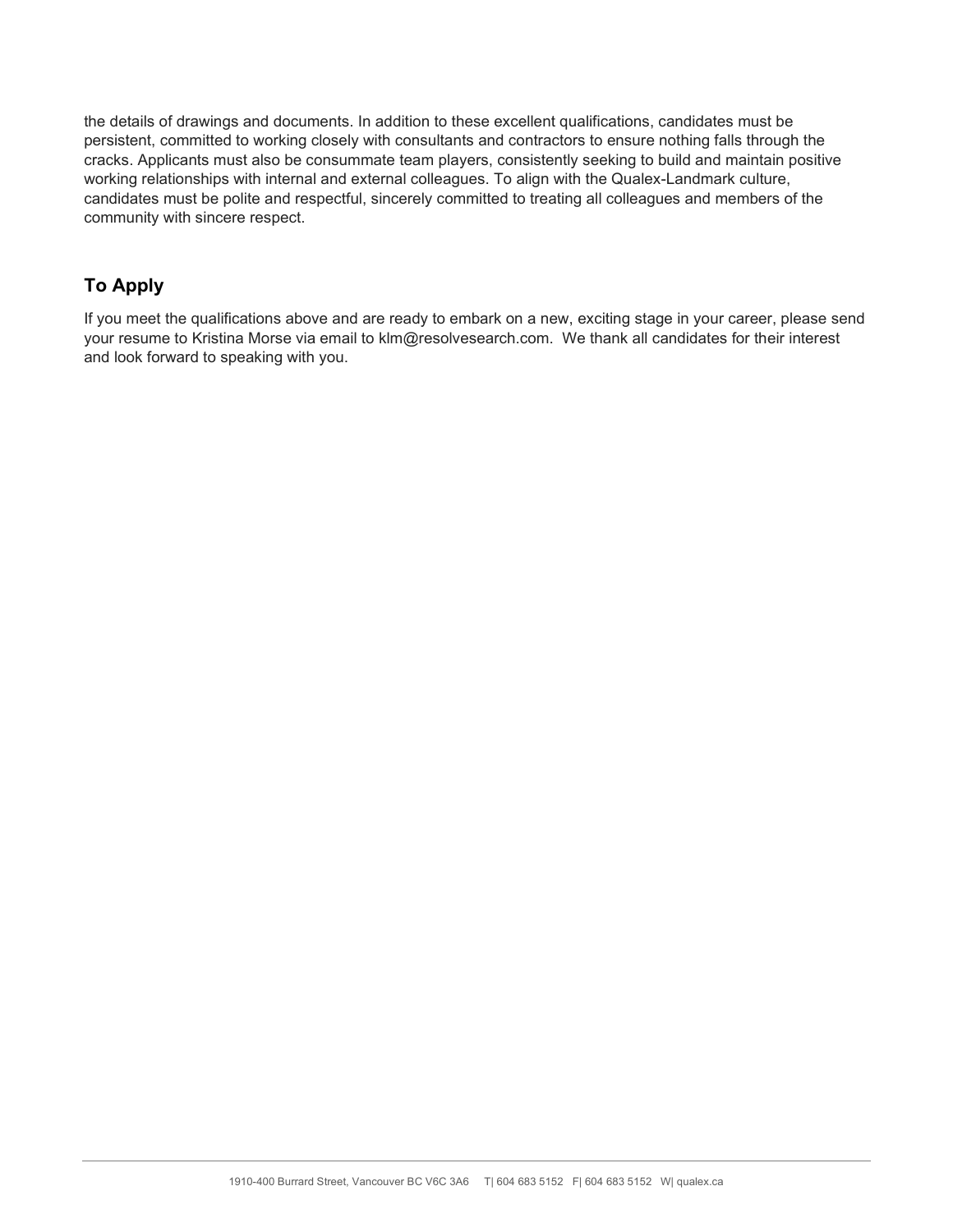the details of drawings and documents. In addition to these excellent qualifications, candidates must be persistent, committed to working closely with consultants and contractors to ensure nothing falls through the cracks. Applicants must also be consummate team players, consistently seeking to build and maintain positive working relationships with internal and external colleagues. To align with the Qualex-Landmark culture, candidates must be polite and respectful, sincerely committed to treating all colleagues and members of the community with sincere respect.

## To Apply

If you meet the qualifications above and are ready to embark on a new, exciting stage in your career, please send your resume to Kristina Morse via email to klm@resolvesearch.com. We thank all candidates for their interest and look forward to speaking with you.